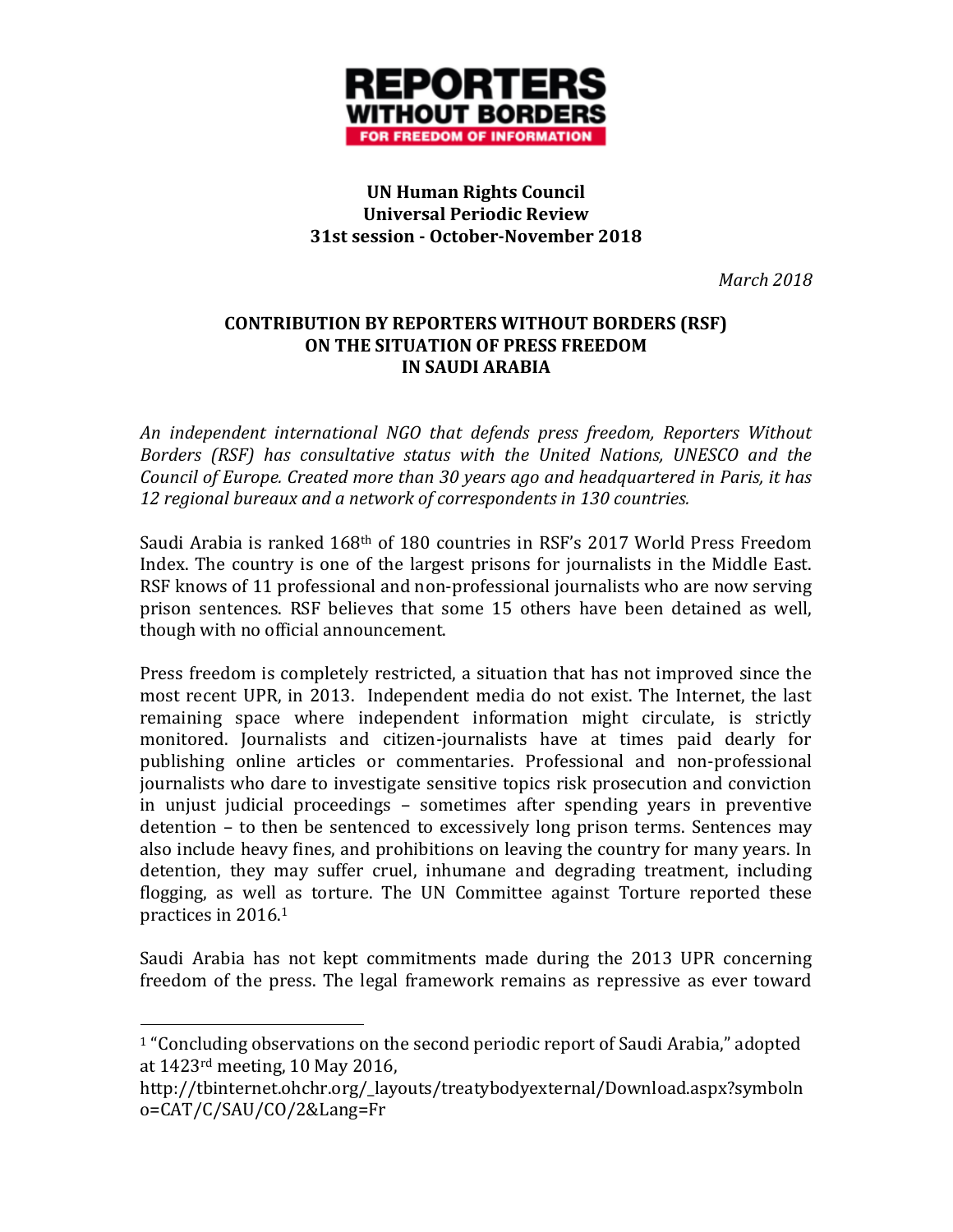**REPORTERS WITHOUT BORDERS**
**FOR FREEDOM OF INFORMATION**

**UN Human Rights Council**
**Universal Periodic Review**
**31st session - October-November 2018**

*March 2018*

# CONTRIBUTION BY REPORTERS WITHOUT BORDERS (RSF) ON THE SITUATION OF PRESS FREEDOM IN SAUDI ARABIA

*An independent international NGO that defends press freedom, Reporters Without Borders (RSF) has consultative status with the United Nations, UNESCO and the Council of Europe. Created more than 30 years ago and headquartered in Paris, it has 12 regional bureaux and a network of correspondents in 130 countries.*

Saudi Arabia is ranked 168th of 180 countries in RSF's 2017 World Press Freedom Index. The country is one of the largest prisons for journalists in the Middle East. RSF knows of 11 professional and non-professional journalists who are now serving prison sentences. RSF believes that some 15 others have been detained as well, though with no official announcement.

Press freedom is completely restricted, a situation that has not improved since the most recent UPR, in 2013. Independent media do not exist. The Internet, the last remaining space where independent information might circulate, is strictly monitored. Journalists and citizen-journalists have at times paid dearly for publishing online articles or commentaries. Professional and non-professional journalists who dare to investigate sensitive topics risk prosecution and conviction in unjust judicial proceedings – sometimes after spending years in preventive detention – to then be sentenced to excessively long prison terms. Sentences may also include heavy fines, and prohibitions on leaving the country for many years. In detention, they may suffer cruel, inhumane and degrading treatment, including flogging, as well as torture. The UN Committee against Torture reported these practices in 2016.[1]

Saudi Arabia has not kept commitments made during the 2013 UPR concerning freedom of the press. The legal framework remains as repressive as ever toward

[1] "Concluding observations on the second periodic report of Saudi Arabia," adopted at 1423rd meeting, 10 May 2016, http://tbinternet.ohchr.org/_layouts/treatybodyexternal/Download.aspx?symbolno=CAT/C/SAU/CO/2&Lang=Fr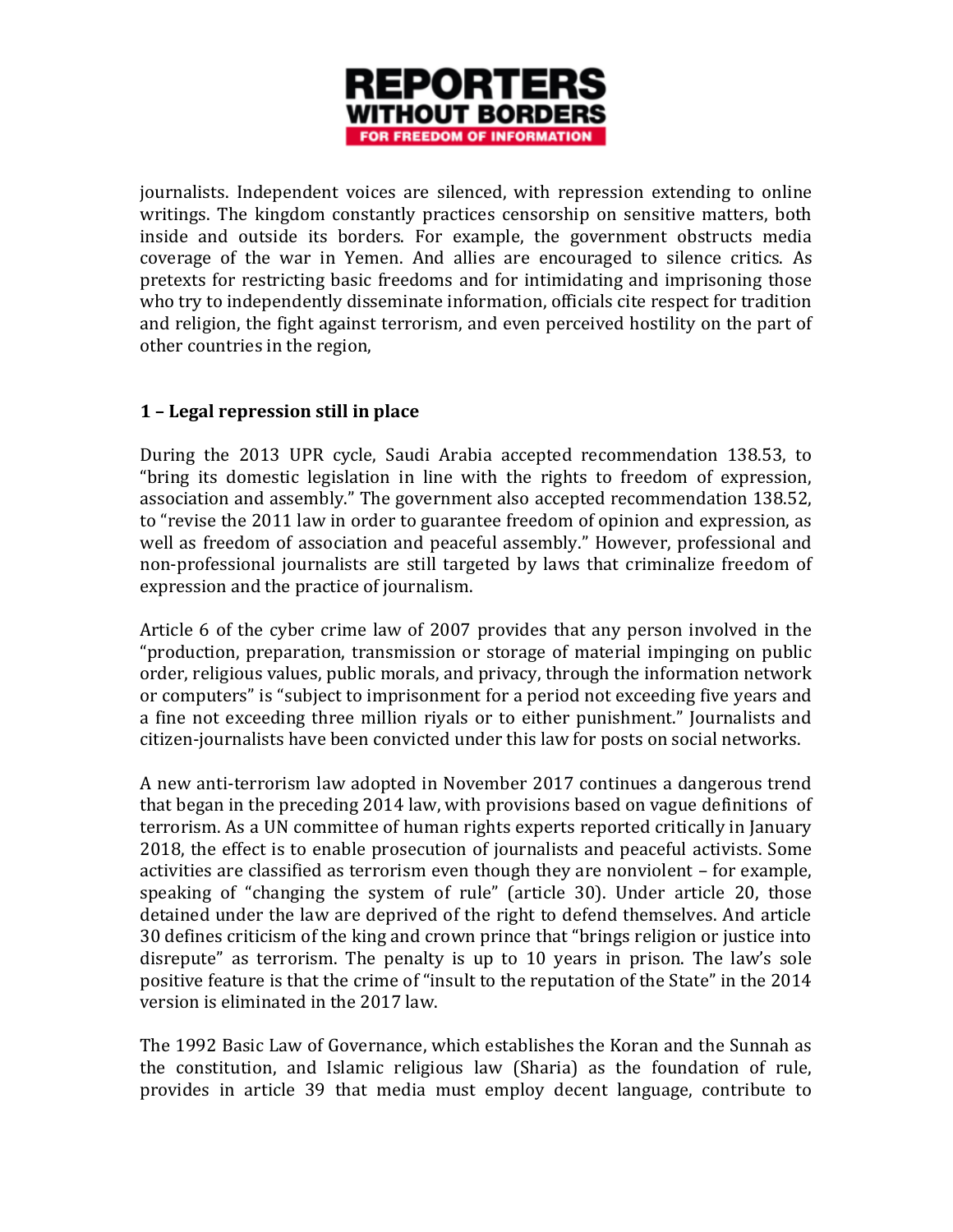journalists. Independent voices are silenced, with repression extending to online writings. The kingdom constantly practices censorship on sensitive matters, both inside and outside its borders. For example, the government obstructs media coverage of the war in Yemen. And allies are encouraged to silence critics. As pretexts for restricting basic freedoms and for intimidating and imprisoning those who try to independently disseminate information, officials cite respect for tradition and religion, the fight against terrorism, and even perceived hostility on the part of other countries in the region,

## 1 – Legal repression still in place

During the 2013 UPR cycle, Saudi Arabia accepted recommendation 138.53, to "bring its domestic legislation in line with the rights to freedom of expression, association and assembly." The government also accepted recommendation 138.52, to "revise the 2011 law in order to guarantee freedom of opinion and expression, as well as freedom of association and peaceful assembly." However, professional and non-professional journalists are still targeted by laws that criminalize freedom of expression and the practice of journalism.

Article 6 of the cyber crime law of 2007 provides that any person involved in the "production, preparation, transmission or storage of material impinging on public order, religious values, public morals, and privacy, through the information network or computers" is "subject to imprisonment for a period not exceeding five years and a fine not exceeding three million riyals or to either punishment." Journalists and citizen-journalists have been convicted under this law for posts on social networks.

A new anti-terrorism law adopted in November 2017 continues a dangerous trend that began in the preceding 2014 law, with provisions based on vague definitions of terrorism. As a UN committee of human rights experts reported critically in January 2018, the effect is to enable prosecution of journalists and peaceful activists. Some activities are classified as terrorism even though they are nonviolent – for example, speaking of "changing the system of rule" (article 30). Under article 20, those detained under the law are deprived of the right to defend themselves. And article 30 defines criticism of the king and crown prince that "brings religion or justice into disrepute" as terrorism. The penalty is up to 10 years in prison. The law's sole positive feature is that the crime of "insult to the reputation of the State" in the 2014 version is eliminated in the 2017 law.

The 1992 Basic Law of Governance, which establishes the Koran and the Sunnah as the constitution, and Islamic religious law (Sharia) as the foundation of rule, provides in article 39 that media must employ decent language, contribute to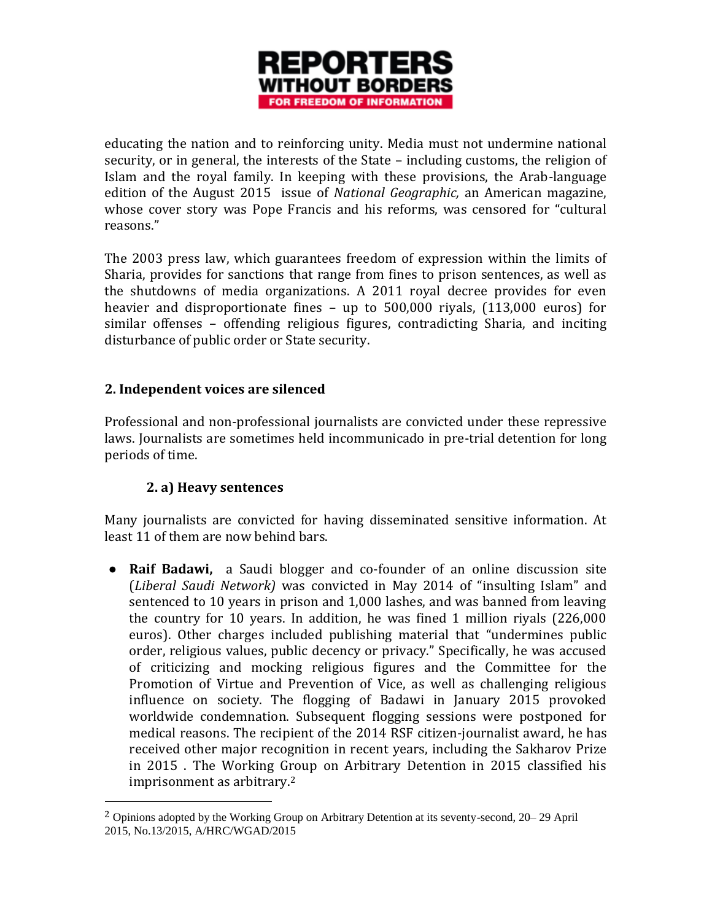educating the nation and to reinforcing unity. Media must not undermine national security, or in general, the interests of the State – including customs, the religion of Islam and the royal family. In keeping with these provisions, the Arab-language edition of the August 2015 issue of *National Geographic,* an American magazine, whose cover story was Pope Francis and his reforms, was censored for "cultural reasons."

The 2003 press law, which guarantees freedom of expression within the limits of Sharia, provides for sanctions that range from fines to prison sentences, as well as the shutdowns of media organizations. A 2011 royal decree provides for even heavier and disproportionate fines – up to 500,000 riyals, (113,000 euros) for similar offenses – offending religious figures, contradicting Sharia, and inciting disturbance of public order or State security.

## 2. Independent voices are silenced

Professional and non-professional journalists are convicted under these repressive laws. Journalists are sometimes held incommunicado in pre-trial detention for long periods of time.

### 2. a) Heavy sentences

Many journalists are convicted for having disseminated sensitive information. At least 11 of them are now behind bars.

- **Raif Badawi,** a Saudi blogger and co-founder of an online discussion site (*Liberal Saudi Network)* was convicted in May 2014 of "insulting Islam" and sentenced to 10 years in prison and 1,000 lashes, and was banned from leaving the country for 10 years. In addition, he was fined 1 million riyals (226,000 euros). Other charges included publishing material that "undermines public order, religious values, public decency or privacy." Specifically, he was accused of criticizing and mocking religious figures and the Committee for the Promotion of Virtue and Prevention of Vice, as well as challenging religious influence on society. The flogging of Badawi in January 2015 provoked worldwide condemnation. Subsequent flogging sessions were postponed for medical reasons. The recipient of the 2014 RSF citizen-journalist award, he has received other major recognition in recent years, including the Sakharov Prize in 2015 . The Working Group on Arbitrary Detention in 2015 classified his imprisonment as arbitrary.[2]

---

[2] Opinions adopted by the Working Group on Arbitrary Detention at its seventy-second, 20– 29 April 2015, No.13/2015, A/HRC/WGAD/2015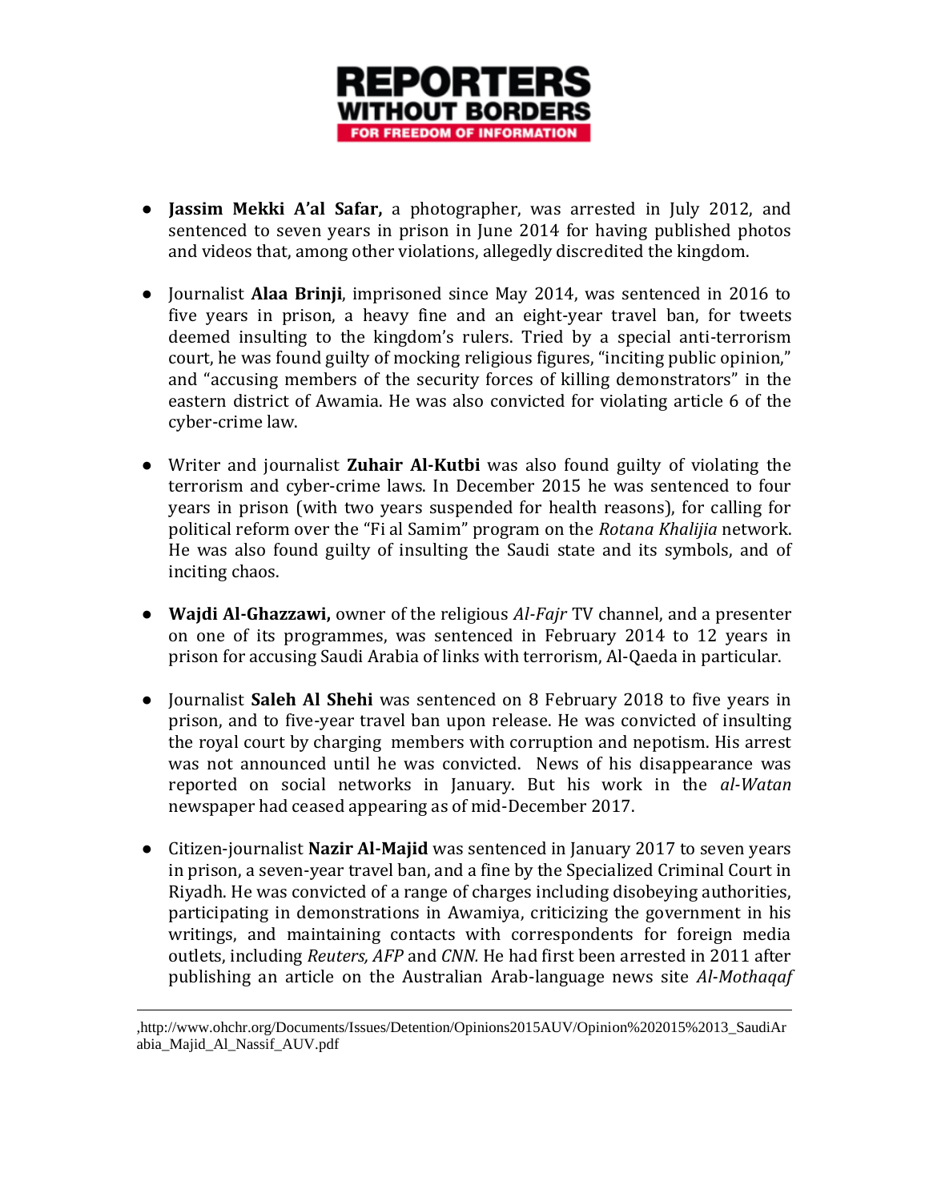- **Jassim Mekki A'al Safar,** a photographer, was arrested in July 2012, and sentenced to seven years in prison in June 2014 for having published photos and videos that, among other violations, allegedly discredited the kingdom.

- Journalist **Alaa Brinji**, imprisoned since May 2014, was sentenced in 2016 to five years in prison, a heavy fine and an eight-year travel ban, for tweets deemed insulting to the kingdom's rulers. Tried by a special anti-terrorism court, he was found guilty of mocking religious figures, "inciting public opinion," and "accusing members of the security forces of killing demonstrators" in the eastern district of Awamia. He was also convicted for violating article 6 of the cyber-crime law.

- Writer and journalist **Zuhair Al-Kutbi** was also found guilty of violating the terrorism and cyber-crime laws. In December 2015 he was sentenced to four years in prison (with two years suspended for health reasons), for calling for political reform over the "Fi al Samim" program on the *Rotana Khalijia* network. He was also found guilty of insulting the Saudi state and its symbols, and of inciting chaos.

- **Wajdi Al-Ghazzawi,** owner of the religious *Al-Fajr* TV channel, and a presenter on one of its programmes, was sentenced in February 2014 to 12 years in prison for accusing Saudi Arabia of links with terrorism, Al-Qaeda in particular.

- Journalist **Saleh Al Shehi** was sentenced on 8 February 2018 to five years in prison, and to five-year travel ban upon release. He was convicted of insulting the royal court by charging members with corruption and nepotism. His arrest was not announced until he was convicted. News of his disappearance was reported on social networks in January. But his work in the *al-Watan* newspaper had ceased appearing as of mid-December 2017.

- Citizen-journalist **Nazir Al-Majid** was sentenced in January 2017 to seven years in prison, a seven-year travel ban, and a fine by the Specialized Criminal Court in Riyadh. He was convicted of a range of charges including disobeying authorities, participating in demonstrations in Awamiya, criticizing the government in his writings, and maintaining contacts with correspondents for foreign media outlets, including *Reuters, AFP* and *CNN.* He had first been arrested in 2011 after publishing an article on the Australian Arab-language news site *Al-Mothaqaf*

---

,http://www.ohchr.org/Documents/Issues/Detention/Opinions2015AUV/Opinion%202015%2013_SaudiArabia_Majid_Al_Nassif_AUV.pdf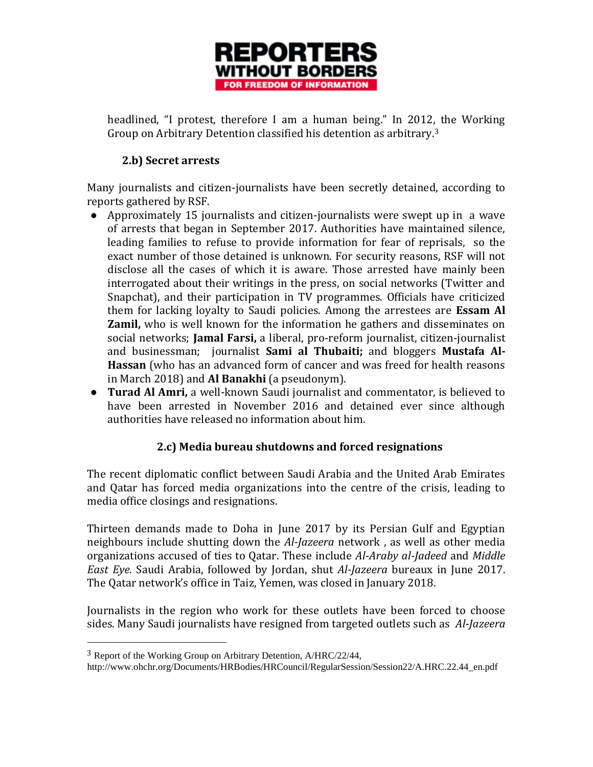headlined, "I protest, therefore I am a human being." In 2012, the Working Group on Arbitrary Detention classified his detention as arbitrary.[3]

### 2.b) Secret arrests

Many journalists and citizen-journalists have been secretly detained, according to reports gathered by RSF.

- Approximately 15 journalists and citizen-journalists were swept up in a wave of arrests that began in September 2017. Authorities have maintained silence, leading families to refuse to provide information for fear of reprisals, so the exact number of those detained is unknown. For security reasons, RSF will not disclose all the cases of which it is aware. Those arrested have mainly been interrogated about their writings in the press, on social networks (Twitter and Snapchat), and their participation in TV programmes. Officials have criticized them for lacking loyalty to Saudi policies. Among the arrestees are **Essam Al Zamil,** who is well known for the information he gathers and disseminates on social networks; **Jamal Farsi,** a liberal, pro-reform journalist, citizen-journalist and businessman; journalist **Sami al Thubaiti;** and bloggers **Mustafa Al-Hassan** (who has an advanced form of cancer and was freed for health reasons in March 2018) and **Al Banakhi** (a pseudonym).
- **Turad Al Amri,** a well-known Saudi journalist and commentator, is believed to have been arrested in November 2016 and detained ever since although authorities have released no information about him.

### 2.c) Media bureau shutdowns and forced resignations

The recent diplomatic conflict between Saudi Arabia and the United Arab Emirates and Qatar has forced media organizations into the centre of the crisis, leading to media office closings and resignations.

Thirteen demands made to Doha in June 2017 by its Persian Gulf and Egyptian neighbours include shutting down the *Al-Jazeera* network , as well as other media organizations accused of ties to Qatar. These include *Al-Araby al-Jadeed* and *Middle East Eye.* Saudi Arabia, followed by Jordan, shut *Al-Jazeera* bureaux in June 2017. The Qatar network's office in Taiz, Yemen, was closed in January 2018.

Journalists in the region who work for these outlets have been forced to choose sides. Many Saudi journalists have resigned from targeted outlets such as *Al-Jazeera*

---

[3] Report of the Working Group on Arbitrary Detention, A/HRC/22/44, http://www.ohchr.org/Documents/HRBodies/HRCouncil/RegularSession/Session22/A.HRC.22.44_en.pdf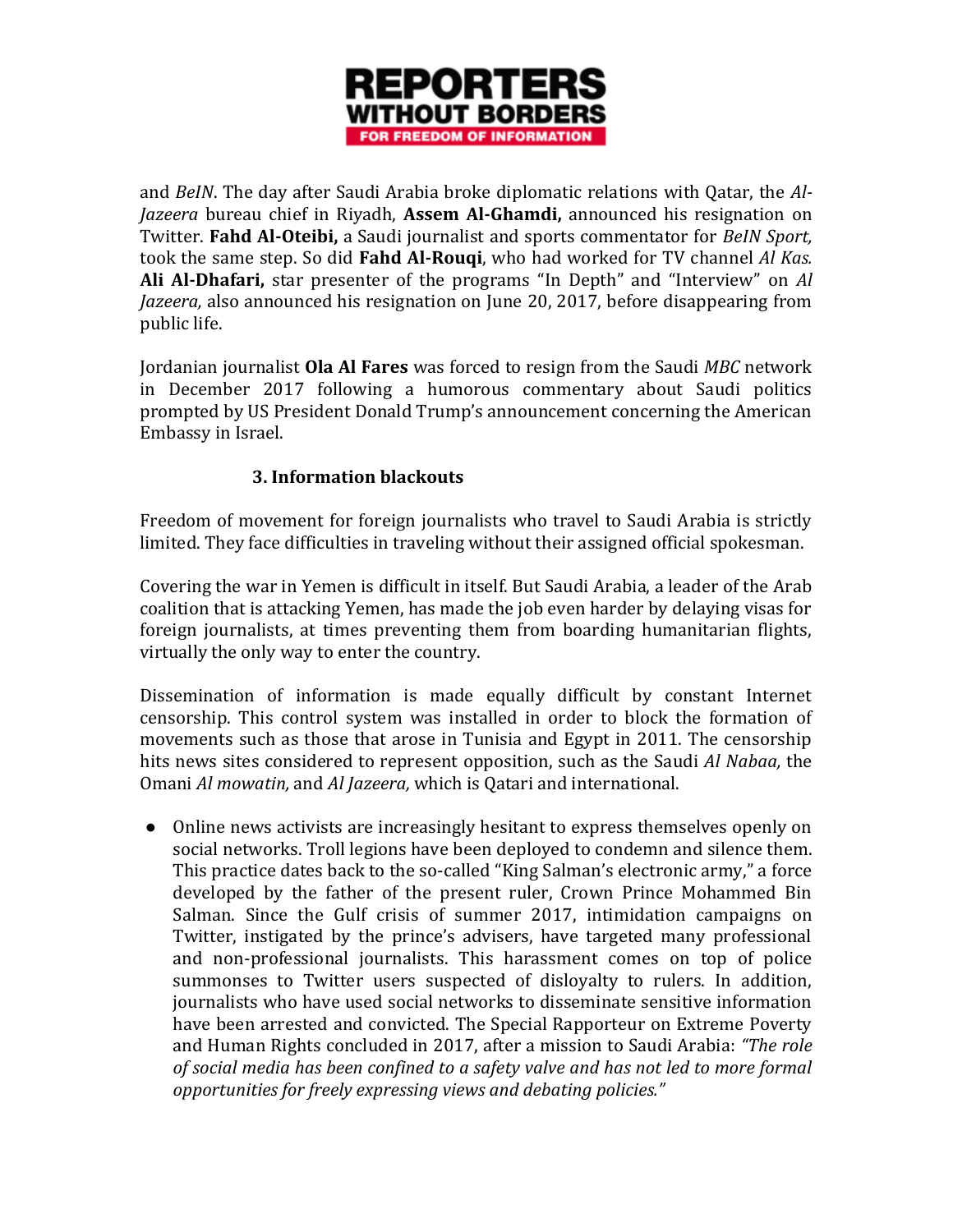and *BeIN*. The day after Saudi Arabia broke diplomatic relations with Qatar, the *Al-Jazeera* bureau chief in Riyadh, **Assem Al-Ghamdi,** announced his resignation on Twitter. **Fahd Al-Oteibi,** a Saudi journalist and sports commentator for *BeIN Sport,* took the same step. So did **Fahd Al-Rouqi**, who had worked for TV channel *Al Kas.* **Ali Al-Dhafari,** star presenter of the programs "In Depth" and "Interview" on *Al Jazeera,* also announced his resignation on June 20, 2017, before disappearing from public life.

Jordanian journalist **Ola Al Fares** was forced to resign from the Saudi *MBC* network in December 2017 following a humorous commentary about Saudi politics prompted by US President Donald Trump's announcement concerning the American Embassy in Israel.

### 3. Information blackouts

Freedom of movement for foreign journalists who travel to Saudi Arabia is strictly limited. They face difficulties in traveling without their assigned official spokesman.

Covering the war in Yemen is difficult in itself. But Saudi Arabia, a leader of the Arab coalition that is attacking Yemen, has made the job even harder by delaying visas for foreign journalists, at times preventing them from boarding humanitarian flights, virtually the only way to enter the country.

Dissemination of information is made equally difficult by constant Internet censorship. This control system was installed in order to block the formation of movements such as those that arose in Tunisia and Egypt in 2011. The censorship hits news sites considered to represent opposition, such as the Saudi *Al Nabaa,* the Omani *Al mowatin,* and *Al Jazeera,* which is Qatari and international.

- Online news activists are increasingly hesitant to express themselves openly on social networks. Troll legions have been deployed to condemn and silence them. This practice dates back to the so-called "King Salman's electronic army," a force developed by the father of the present ruler, Crown Prince Mohammed Bin Salman. Since the Gulf crisis of summer 2017, intimidation campaigns on Twitter, instigated by the prince's advisers, have targeted many professional and non-professional journalists. This harassment comes on top of police summonses to Twitter users suspected of disloyalty to rulers. In addition, journalists who have used social networks to disseminate sensitive information have been arrested and convicted. The Special Rapporteur on Extreme Poverty and Human Rights concluded in 2017, after a mission to Saudi Arabia: *"The role of social media has been confined to a safety valve and has not led to more formal opportunities for freely expressing views and debating policies."*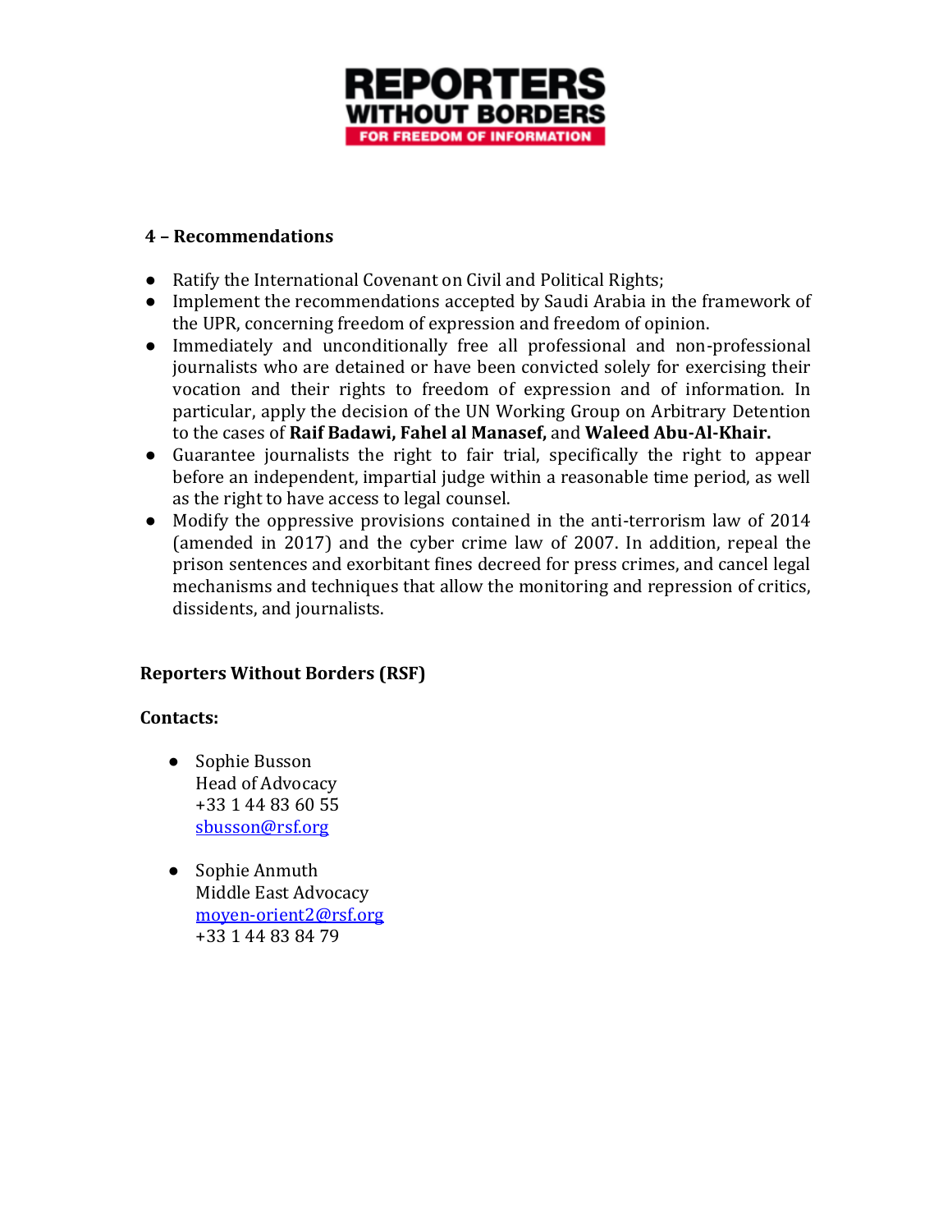REPORTERS WITHOUT BORDERS
FOR FREEDOM OF INFORMATION

### 4 – Recommendations

- Ratify the International Covenant on Civil and Political Rights;
- Implement the recommendations accepted by Saudi Arabia in the framework of the UPR, concerning freedom of expression and freedom of opinion.
- Immediately and unconditionally free all professional and non-professional journalists who are detained or have been convicted solely for exercising their vocation and their rights to freedom of expression and of information. In particular, apply the decision of the UN Working Group on Arbitrary Detention to the cases of **Raif Badawi, Fahel al Manasef,** and **Waleed Abu-Al-Khair.**
- Guarantee journalists the right to fair trial, specifically the right to appear before an independent, impartial judge within a reasonable time period, as well as the right to have access to legal counsel.
- Modify the oppressive provisions contained in the anti-terrorism law of 2014 (amended in 2017) and the cyber crime law of 2007. In addition, repeal the prison sentences and exorbitant fines decreed for press crimes, and cancel legal mechanisms and techniques that allow the monitoring and repression of critics, dissidents, and journalists.

**Reporters Without Borders (RSF)**

**Contacts:**

- Sophie Busson
  Head of Advocacy
  +33 1 44 83 60 55
  sbusson@rsf.org

- Sophie Anmuth
  Middle East Advocacy
  moyen-orient2@rsf.org
  +33 1 44 83 84 79